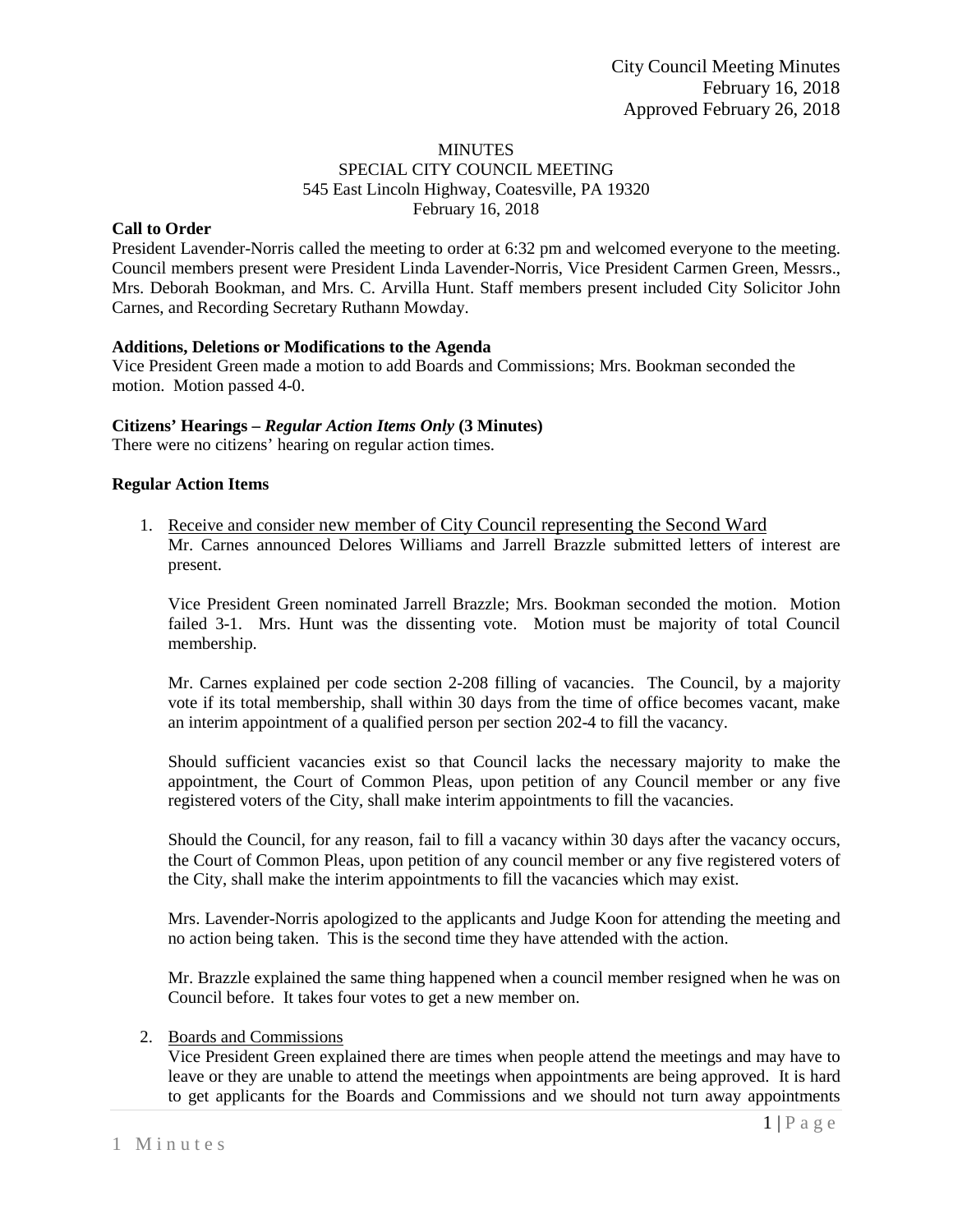City Council Meeting Minutes
February 16, 2018
Approved February 26, 2018

MINUTES
SPECIAL CITY COUNCIL MEETING
545 East Lincoln Highway, Coatesville, PA 19320
February 16, 2018

**Call to Order**

President Lavender-Norris called the meeting to order at 6:32 pm and welcomed everyone to the meeting. Council members present were President Linda Lavender-Norris, Vice President Carmen Green, Messrs., Mrs. Deborah Bookman, and Mrs. C. Arvilla Hunt. Staff members present included City Solicitor John Carnes, and Recording Secretary Ruthann Mowday.

**Additions, Deletions or Modifications to the Agenda**

Vice President Green made a motion to add Boards and Commissions; Mrs. Bookman seconded the motion. Motion passed 4-0.

**Citizens' Hearings –** ***Regular Action Items Only*** **(3 Minutes)**

There were no citizens' hearing on regular action times.

**Regular Action Items**

1. Receive and consider new member of City Council representing the Second Ward

   Mr. Carnes announced Delores Williams and Jarrell Brazzle submitted letters of interest are present.

   Vice President Green nominated Jarrell Brazzle; Mrs. Bookman seconded the motion. Motion failed 3-1. Mrs. Hunt was the dissenting vote. Motion must be majority of total Council membership.

   Mr. Carnes explained per code section 2-208 filling of vacancies. The Council, by a majority vote if its total membership, shall within 30 days from the time of office becomes vacant, make an interim appointment of a qualified person per section 202-4 to fill the vacancy.

   Should sufficient vacancies exist so that Council lacks the necessary majority to make the appointment, the Court of Common Pleas, upon petition of any Council member or any five registered voters of the City, shall make interim appointments to fill the vacancies.

   Should the Council, for any reason, fail to fill a vacancy within 30 days after the vacancy occurs, the Court of Common Pleas, upon petition of any council member or any five registered voters of the City, shall make the interim appointments to fill the vacancies which may exist.

   Mrs. Lavender-Norris apologized to the applicants and Judge Koon for attending the meeting and no action being taken. This is the second time they have attended with the action.

   Mr. Brazzle explained the same thing happened when a council member resigned when he was on Council before. It takes four votes to get a new member on.

2. Boards and Commissions

   Vice President Green explained there are times when people attend the meetings and may have to leave or they are unable to attend the meetings when appointments are being approved. It is hard to get applicants for the Boards and Commissions and we should not turn away appointments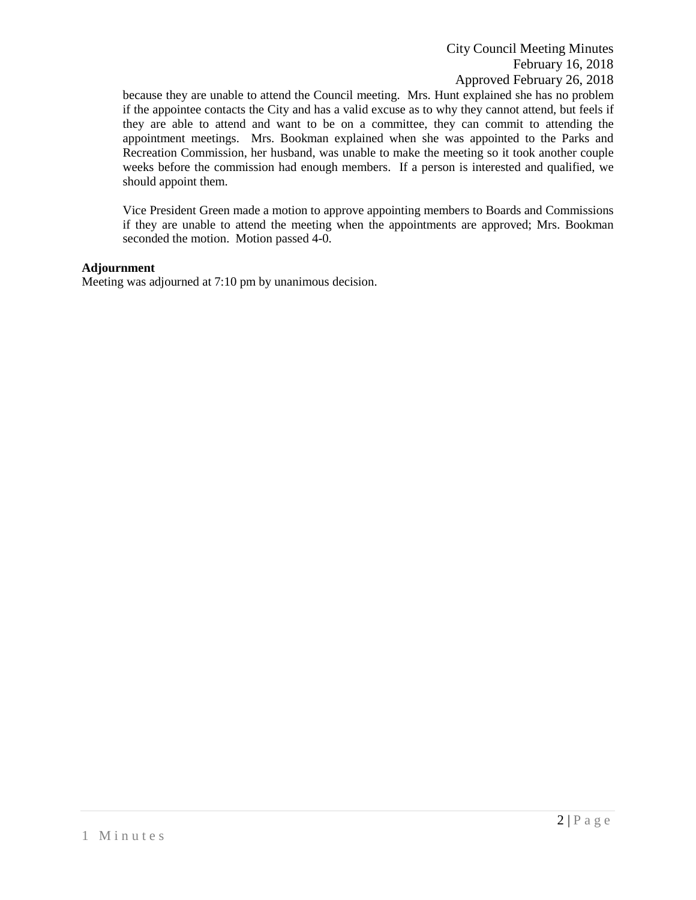because they are unable to attend the Council meeting. Mrs. Hunt explained she has no problem if the appointee contacts the City and has a valid excuse as to why they cannot attend, but feels if they are able to attend and want to be on a committee, they can commit to attending the appointment meetings. Mrs. Bookman explained when she was appointed to the Parks and Recreation Commission, her husband, was unable to make the meeting so it took another couple weeks before the commission had enough members. If a person is interested and qualified, we should appoint them.

Vice President Green made a motion to approve appointing members to Boards and Commissions if they are unable to attend the meeting when the appointments are approved; Mrs. Bookman seconded the motion. Motion passed 4-0.

**Adjournment**

Meeting was adjourned at 7:10 pm by unanimous decision.